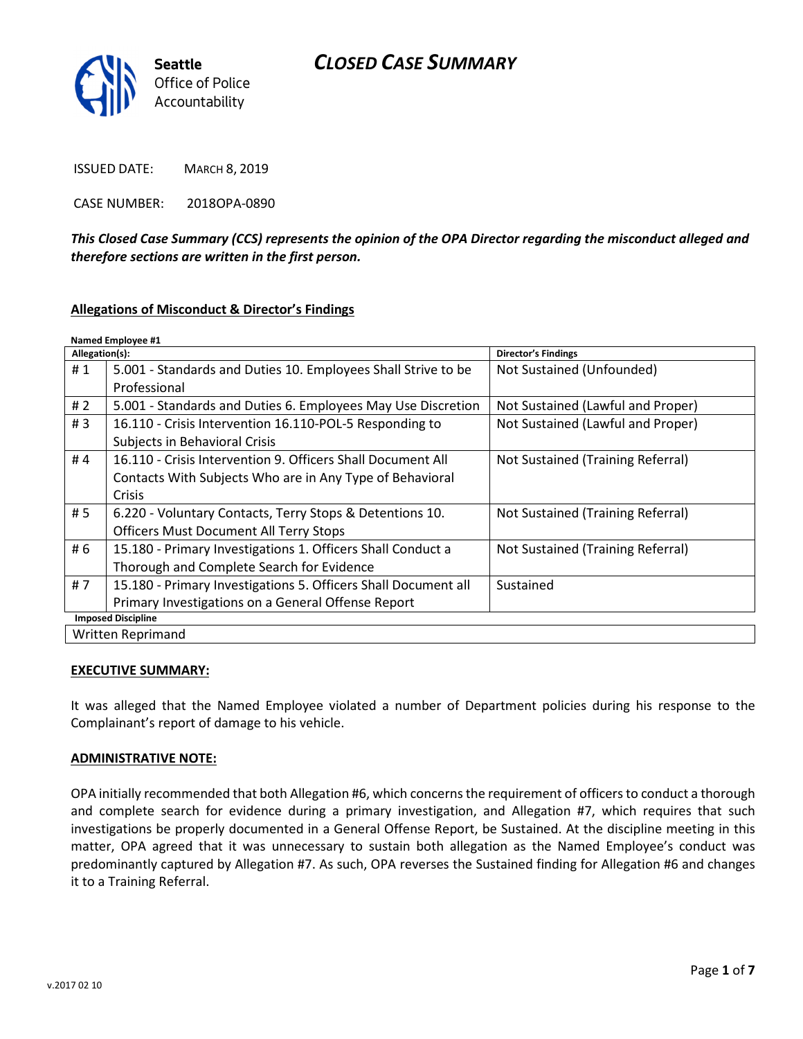Seattle Office of Police Accountability

# CLOSED CASE SUMMARY

ISSUED DATE: MARCH 8, 2019

CASE NUMBER: 2018OPA-0890

***This Closed Case Summary (CCS) represents the opinion of the OPA Director regarding the misconduct alleged and therefore sections are written in the first person.***

**Allegations of Misconduct & Director's Findings**

**Named Employee #1**

| Allegation(s): | | Director's Findings |
|---|---|---|
| # 1 | 5.001 - Standards and Duties 10. Employees Shall Strive to be Professional | Not Sustained (Unfounded) |
| # 2 | 5.001 - Standards and Duties 6. Employees May Use Discretion | Not Sustained (Lawful and Proper) |
| # 3 | 16.110 - Crisis Intervention 16.110-POL-5 Responding to Subjects in Behavioral Crisis | Not Sustained (Lawful and Proper) |
| # 4 | 16.110 - Crisis Intervention 9. Officers Shall Document All Contacts With Subjects Who are in Any Type of Behavioral Crisis | Not Sustained (Training Referral) |
| # 5 | 6.220 - Voluntary Contacts, Terry Stops & Detentions 10. Officers Must Document All Terry Stops | Not Sustained (Training Referral) |
| # 6 | 15.180 - Primary Investigations 1. Officers Shall Conduct a Thorough and Complete Search for Evidence | Not Sustained (Training Referral) |
| # 7 | 15.180 - Primary Investigations 5. Officers Shall Document all Primary Investigations on a General Offense Report | Sustained |
| **Imposed Discipline** | | |
| Written Reprimand | | |

**EXECUTIVE SUMMARY:**

It was alleged that the Named Employee violated a number of Department policies during his response to the Complainant's report of damage to his vehicle.

**ADMINISTRATIVE NOTE:**

OPA initially recommended that both Allegation #6, which concerns the requirement of officers to conduct a thorough and complete search for evidence during a primary investigation, and Allegation #7, which requires that such investigations be properly documented in a General Offense Report, be Sustained. At the discipline meeting in this matter, OPA agreed that it was unnecessary to sustain both allegation as the Named Employee's conduct was predominantly captured by Allegation #7. As such, OPA reverses the Sustained finding for Allegation #6 and changes it to a Training Referral.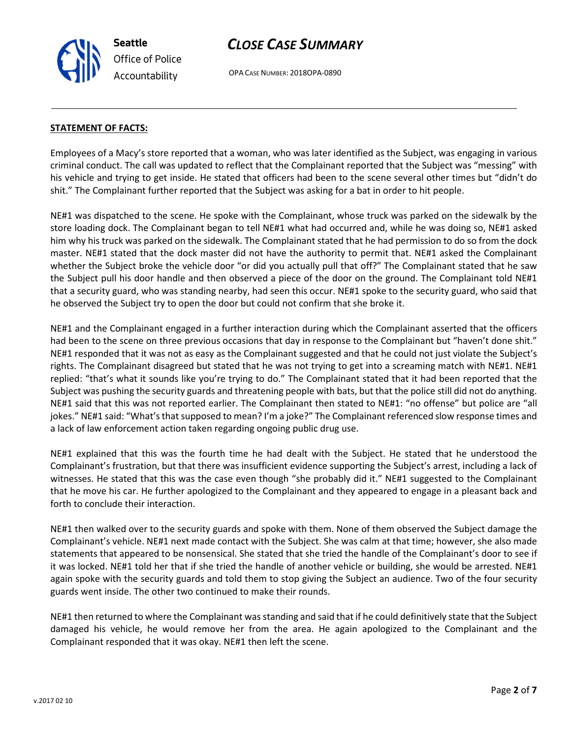**STATEMENT OF FACTS:**

Employees of a Macy's store reported that a woman, who was later identified as the Subject, was engaging in various criminal conduct. The call was updated to reflect that the Complainant reported that the Subject was "messing" with his vehicle and trying to get inside. He stated that officers had been to the scene several other times but "didn't do shit." The Complainant further reported that the Subject was asking for a bat in order to hit people.

NE#1 was dispatched to the scene. He spoke with the Complainant, whose truck was parked on the sidewalk by the store loading dock. The Complainant began to tell NE#1 what had occurred and, while he was doing so, NE#1 asked him why his truck was parked on the sidewalk. The Complainant stated that he had permission to do so from the dock master. NE#1 stated that the dock master did not have the authority to permit that. NE#1 asked the Complainant whether the Subject broke the vehicle door "or did you actually pull that off?" The Complainant stated that he saw the Subject pull his door handle and then observed a piece of the door on the ground. The Complainant told NE#1 that a security guard, who was standing nearby, had seen this occur. NE#1 spoke to the security guard, who said that he observed the Subject try to open the door but could not confirm that she broke it.

NE#1 and the Complainant engaged in a further interaction during which the Complainant asserted that the officers had been to the scene on three previous occasions that day in response to the Complainant but "haven't done shit." NE#1 responded that it was not as easy as the Complainant suggested and that he could not just violate the Subject's rights. The Complainant disagreed but stated that he was not trying to get into a screaming match with NE#1. NE#1 replied: "that's what it sounds like you're trying to do." The Complainant stated that it had been reported that the Subject was pushing the security guards and threatening people with bats, but that the police still did not do anything. NE#1 said that this was not reported earlier. The Complainant then stated to NE#1: "no offense" but police are "all jokes." NE#1 said: "What's that supposed to mean? I'm a joke?" The Complainant referenced slow response times and a lack of law enforcement action taken regarding ongoing public drug use.

NE#1 explained that this was the fourth time he had dealt with the Subject. He stated that he understood the Complainant's frustration, but that there was insufficient evidence supporting the Subject's arrest, including a lack of witnesses. He stated that this was the case even though "she probably did it." NE#1 suggested to the Complainant that he move his car. He further apologized to the Complainant and they appeared to engage in a pleasant back and forth to conclude their interaction.

NE#1 then walked over to the security guards and spoke with them. None of them observed the Subject damage the Complainant's vehicle. NE#1 next made contact with the Subject. She was calm at that time; however, she also made statements that appeared to be nonsensical. She stated that she tried the handle of the Complainant's door to see if it was locked. NE#1 told her that if she tried the handle of another vehicle or building, she would be arrested. NE#1 again spoke with the security guards and told them to stop giving the Subject an audience. Two of the four security guards went inside. The other two continued to make their rounds.

NE#1 then returned to where the Complainant was standing and said that if he could definitively state that the Subject damaged his vehicle, he would remove her from the area. He again apologized to the Complainant and the Complainant responded that it was okay. NE#1 then left the scene.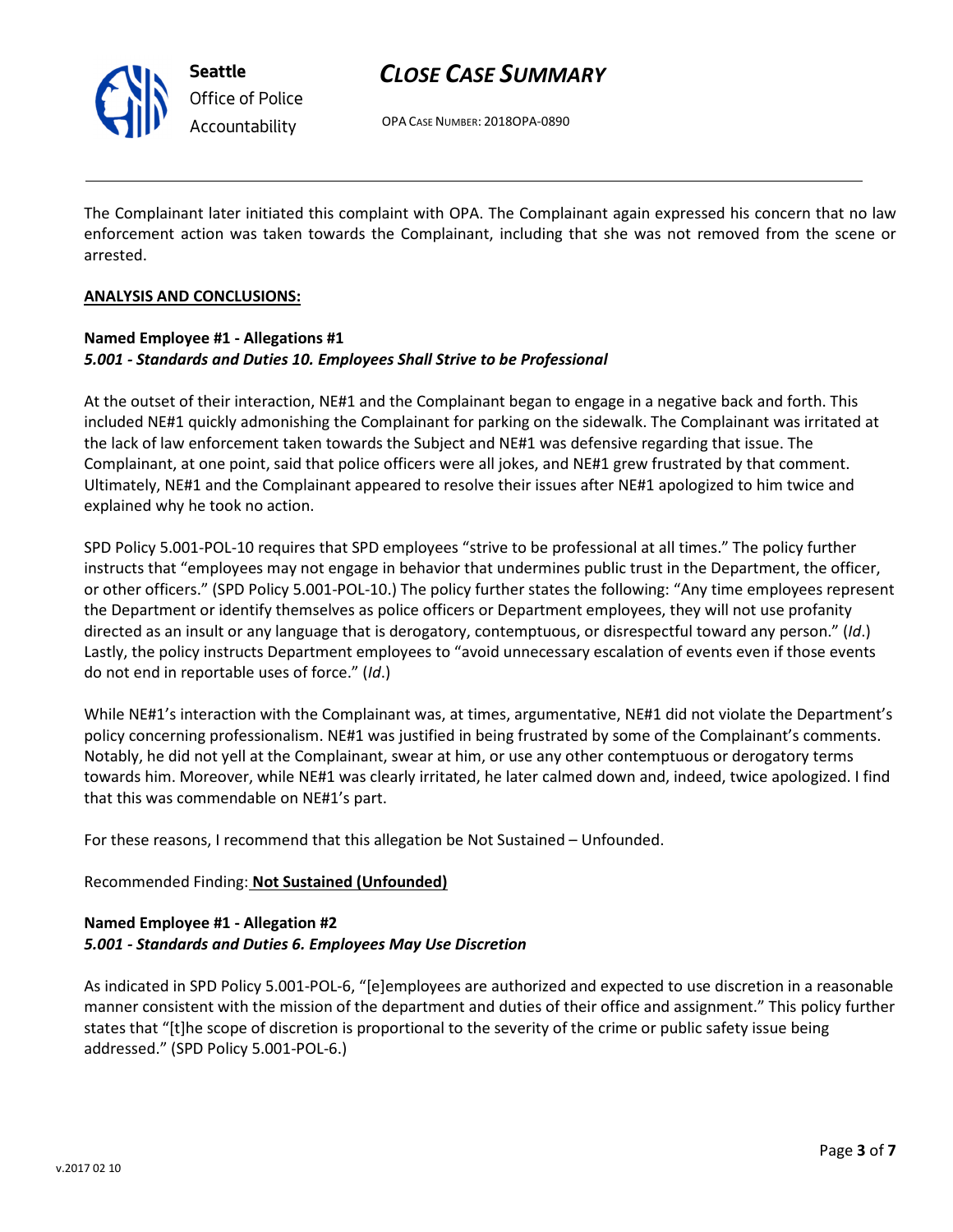The Complainant later initiated this complaint with OPA. The Complainant again expressed his concern that no law enforcement action was taken towards the Complainant, including that she was not removed from the scene or arrested.

**ANALYSIS AND CONCLUSIONS:**

**Named Employee #1 - Allegations #1**
***5.001 - Standards and Duties 10. Employees Shall Strive to be Professional***

At the outset of their interaction, NE#1 and the Complainant began to engage in a negative back and forth. This included NE#1 quickly admonishing the Complainant for parking on the sidewalk. The Complainant was irritated at the lack of law enforcement taken towards the Subject and NE#1 was defensive regarding that issue. The Complainant, at one point, said that police officers were all jokes, and NE#1 grew frustrated by that comment. Ultimately, NE#1 and the Complainant appeared to resolve their issues after NE#1 apologized to him twice and explained why he took no action.

SPD Policy 5.001-POL-10 requires that SPD employees "strive to be professional at all times." The policy further instructs that "employees may not engage in behavior that undermines public trust in the Department, the officer, or other officers." (SPD Policy 5.001-POL-10.) The policy further states the following: "Any time employees represent the Department or identify themselves as police officers or Department employees, they will not use profanity directed as an insult or any language that is derogatory, contemptuous, or disrespectful toward any person." (*Id*.) Lastly, the policy instructs Department employees to "avoid unnecessary escalation of events even if those events do not end in reportable uses of force." (*Id*.)

While NE#1's interaction with the Complainant was, at times, argumentative, NE#1 did not violate the Department's policy concerning professionalism. NE#1 was justified in being frustrated by some of the Complainant's comments. Notably, he did not yell at the Complainant, swear at him, or use any other contemptuous or derogatory terms towards him. Moreover, while NE#1 was clearly irritated, he later calmed down and, indeed, twice apologized. I find that this was commendable on NE#1's part.

For these reasons, I recommend that this allegation be Not Sustained – Unfounded.

Recommended Finding: **Not Sustained (Unfounded)**

**Named Employee #1 - Allegation #2**
***5.001 - Standards and Duties 6. Employees May Use Discretion***

As indicated in SPD Policy 5.001-POL-6, "[e]employees are authorized and expected to use discretion in a reasonable manner consistent with the mission of the department and duties of their office and assignment." This policy further states that "[t]he scope of discretion is proportional to the severity of the crime or public safety issue being addressed." (SPD Policy 5.001-POL-6.)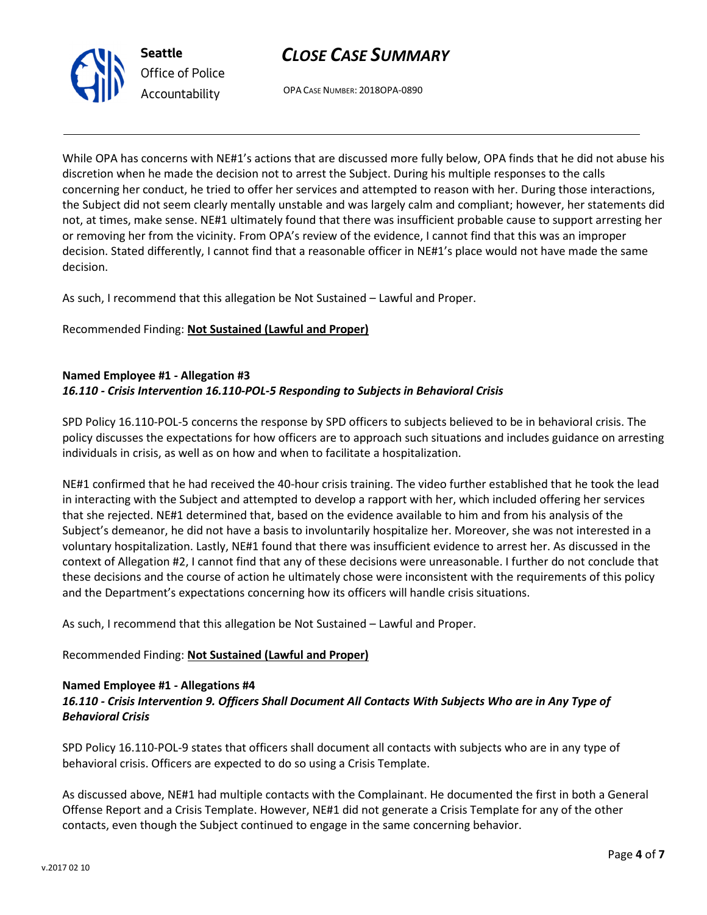While OPA has concerns with NE#1's actions that are discussed more fully below, OPA finds that he did not abuse his discretion when he made the decision not to arrest the Subject. During his multiple responses to the calls concerning her conduct, he tried to offer her services and attempted to reason with her. During those interactions, the Subject did not seem clearly mentally unstable and was largely calm and compliant; however, her statements did not, at times, make sense. NE#1 ultimately found that there was insufficient probable cause to support arresting her or removing her from the vicinity. From OPA's review of the evidence, I cannot find that this was an improper decision. Stated differently, I cannot find that a reasonable officer in NE#1's place would not have made the same decision.

As such, I recommend that this allegation be Not Sustained – Lawful and Proper.

Recommended Finding: **Not Sustained (Lawful and Proper)**

**Named Employee #1 - Allegation #3**
***16.110 - Crisis Intervention 16.110-POL-5 Responding to Subjects in Behavioral Crisis***

SPD Policy 16.110-POL-5 concerns the response by SPD officers to subjects believed to be in behavioral crisis. The policy discusses the expectations for how officers are to approach such situations and includes guidance on arresting individuals in crisis, as well as on how and when to facilitate a hospitalization.

NE#1 confirmed that he had received the 40-hour crisis training. The video further established that he took the lead in interacting with the Subject and attempted to develop a rapport with her, which included offering her services that she rejected. NE#1 determined that, based on the evidence available to him and from his analysis of the Subject's demeanor, he did not have a basis to involuntarily hospitalize her. Moreover, she was not interested in a voluntary hospitalization. Lastly, NE#1 found that there was insufficient evidence to arrest her. As discussed in the context of Allegation #2, I cannot find that any of these decisions were unreasonable. I further do not conclude that these decisions and the course of action he ultimately chose were inconsistent with the requirements of this policy and the Department's expectations concerning how its officers will handle crisis situations.

As such, I recommend that this allegation be Not Sustained – Lawful and Proper.

Recommended Finding: **Not Sustained (Lawful and Proper)**

**Named Employee #1 - Allegations #4**
***16.110 - Crisis Intervention 9. Officers Shall Document All Contacts With Subjects Who are in Any Type of Behavioral Crisis***

SPD Policy 16.110-POL-9 states that officers shall document all contacts with subjects who are in any type of behavioral crisis. Officers are expected to do so using a Crisis Template.

As discussed above, NE#1 had multiple contacts with the Complainant. He documented the first in both a General Offense Report and a Crisis Template. However, NE#1 did not generate a Crisis Template for any of the other contacts, even though the Subject continued to engage in the same concerning behavior.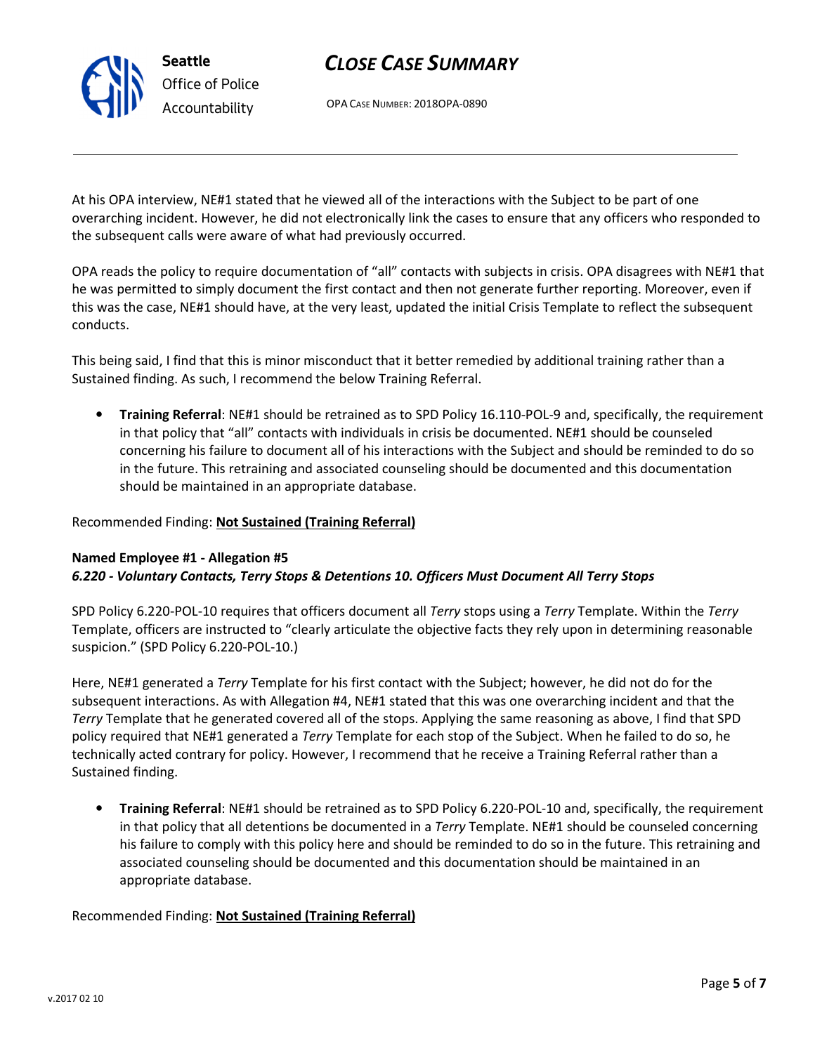At his OPA interview, NE#1 stated that he viewed all of the interactions with the Subject to be part of one overarching incident. However, he did not electronically link the cases to ensure that any officers who responded to the subsequent calls were aware of what had previously occurred.

OPA reads the policy to require documentation of "all" contacts with subjects in crisis. OPA disagrees with NE#1 that he was permitted to simply document the first contact and then not generate further reporting. Moreover, even if this was the case, NE#1 should have, at the very least, updated the initial Crisis Template to reflect the subsequent conducts.

This being said, I find that this is minor misconduct that it better remedied by additional training rather than a Sustained finding. As such, I recommend the below Training Referral.

- **Training Referral**: NE#1 should be retrained as to SPD Policy 16.110-POL-9 and, specifically, the requirement in that policy that "all" contacts with individuals in crisis be documented. NE#1 should be counseled concerning his failure to document all of his interactions with the Subject and should be reminded to do so in the future. This retraining and associated counseling should be documented and this documentation should be maintained in an appropriate database.

Recommended Finding: **Not Sustained (Training Referral)**

**Named Employee #1 - Allegation #5**
***6.220 - Voluntary Contacts, Terry Stops & Detentions 10. Officers Must Document All Terry Stops***

SPD Policy 6.220-POL-10 requires that officers document all *Terry* stops using a *Terry* Template. Within the *Terry* Template, officers are instructed to "clearly articulate the objective facts they rely upon in determining reasonable suspicion." (SPD Policy 6.220-POL-10.)

Here, NE#1 generated a *Terry* Template for his first contact with the Subject; however, he did not do for the subsequent interactions. As with Allegation #4, NE#1 stated that this was one overarching incident and that the *Terry* Template that he generated covered all of the stops. Applying the same reasoning as above, I find that SPD policy required that NE#1 generated a *Terry* Template for each stop of the Subject. When he failed to do so, he technically acted contrary for policy. However, I recommend that he receive a Training Referral rather than a Sustained finding.

- **Training Referral**: NE#1 should be retrained as to SPD Policy 6.220-POL-10 and, specifically, the requirement in that policy that all detentions be documented in a *Terry* Template. NE#1 should be counseled concerning his failure to comply with this policy here and should be reminded to do so in the future. This retraining and associated counseling should be documented and this documentation should be maintained in an appropriate database.

Recommended Finding: **Not Sustained (Training Referral)**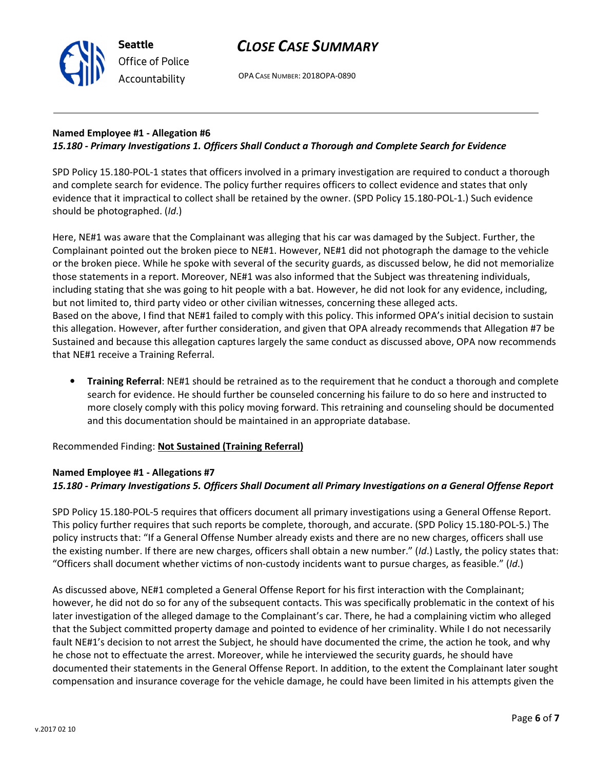**Named Employee #1 - Allegation #6**
***15.180 - Primary Investigations 1. Officers Shall Conduct a Thorough and Complete Search for Evidence***

SPD Policy 15.180-POL-1 states that officers involved in a primary investigation are required to conduct a thorough and complete search for evidence. The policy further requires officers to collect evidence and states that only evidence that it impractical to collect shall be retained by the owner. (SPD Policy 15.180-POL-1.) Such evidence should be photographed. (*Id*.)

Here, NE#1 was aware that the Complainant was alleging that his car was damaged by the Subject. Further, the Complainant pointed out the broken piece to NE#1. However, NE#1 did not photograph the damage to the vehicle or the broken piece. While he spoke with several of the security guards, as discussed below, he did not memorialize those statements in a report. Moreover, NE#1 was also informed that the Subject was threatening individuals, including stating that she was going to hit people with a bat. However, he did not look for any evidence, including, but not limited to, third party video or other civilian witnesses, concerning these alleged acts.
Based on the above, I find that NE#1 failed to comply with this policy. This informed OPA's initial decision to sustain this allegation. However, after further consideration, and given that OPA already recommends that Allegation #7 be Sustained and because this allegation captures largely the same conduct as discussed above, OPA now recommends that NE#1 receive a Training Referral.

- **Training Referral**: NE#1 should be retrained as to the requirement that he conduct a thorough and complete search for evidence. He should further be counseled concerning his failure to do so here and instructed to more closely comply with this policy moving forward. This retraining and counseling should be documented and this documentation should be maintained in an appropriate database.

Recommended Finding: **Not Sustained (Training Referral)**

**Named Employee #1 - Allegations #7**
***15.180 - Primary Investigations 5. Officers Shall Document all Primary Investigations on a General Offense Report***

SPD Policy 15.180-POL-5 requires that officers document all primary investigations using a General Offense Report. This policy further requires that such reports be complete, thorough, and accurate. (SPD Policy 15.180-POL-5.) The policy instructs that: "If a General Offense Number already exists and there are no new charges, officers shall use the existing number. If there are new charges, officers shall obtain a new number." (*Id*.) Lastly, the policy states that: "Officers shall document whether victims of non-custody incidents want to pursue charges, as feasible." (*Id*.)

As discussed above, NE#1 completed a General Offense Report for his first interaction with the Complainant; however, he did not do so for any of the subsequent contacts. This was specifically problematic in the context of his later investigation of the alleged damage to the Complainant's car. There, he had a complaining victim who alleged that the Subject committed property damage and pointed to evidence of her criminality. While I do not necessarily fault NE#1's decision to not arrest the Subject, he should have documented the crime, the action he took, and why he chose not to effectuate the arrest. Moreover, while he interviewed the security guards, he should have documented their statements in the General Offense Report. In addition, to the extent the Complainant later sought compensation and insurance coverage for the vehicle damage, he could have been limited in his attempts given the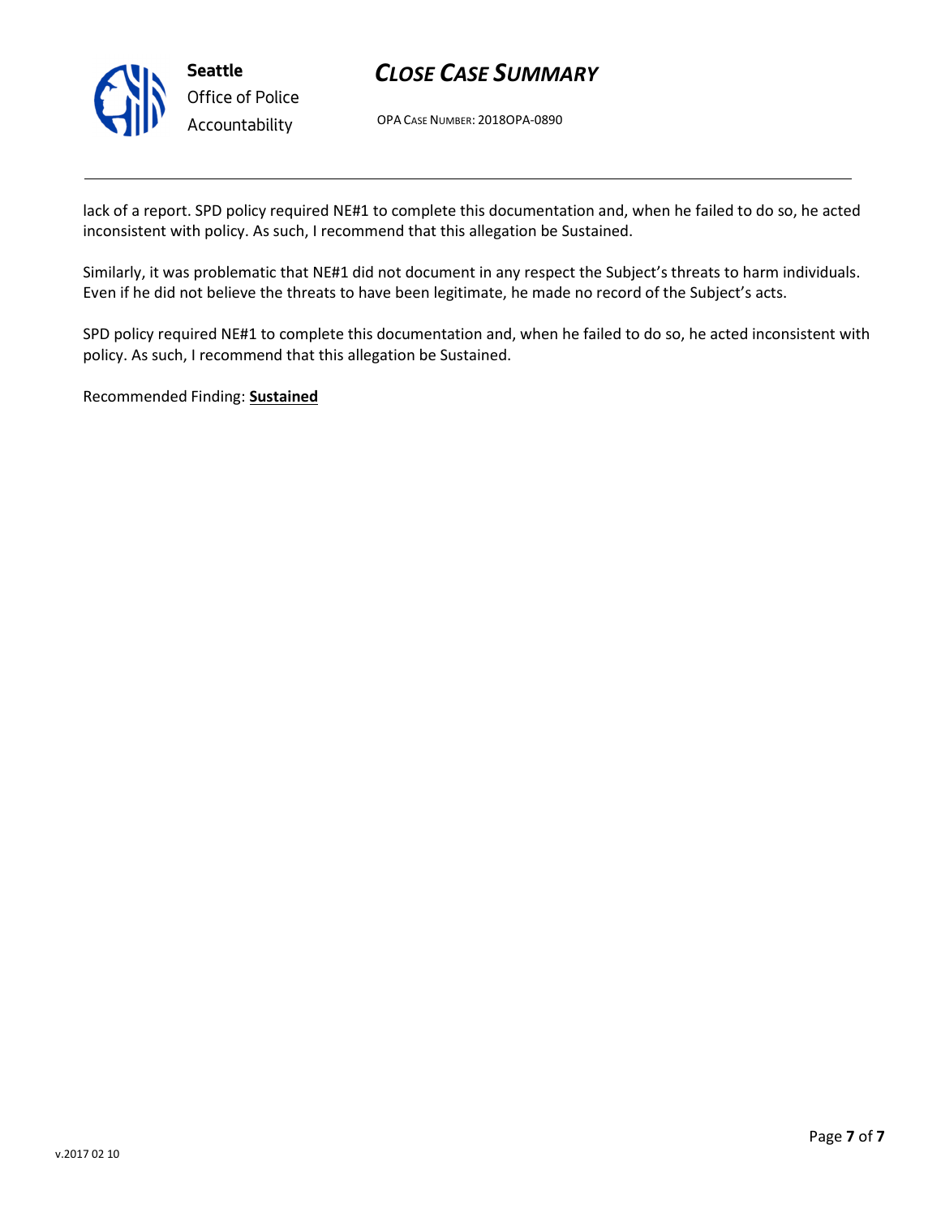lack of a report. SPD policy required NE#1 to complete this documentation and, when he failed to do so, he acted inconsistent with policy. As such, I recommend that this allegation be Sustained.

Similarly, it was problematic that NE#1 did not document in any respect the Subject's threats to harm individuals. Even if he did not believe the threats to have been legitimate, he made no record of the Subject's acts.

SPD policy required NE#1 to complete this documentation and, when he failed to do so, he acted inconsistent with policy. As such, I recommend that this allegation be Sustained.

Recommended Finding: **Sustained**